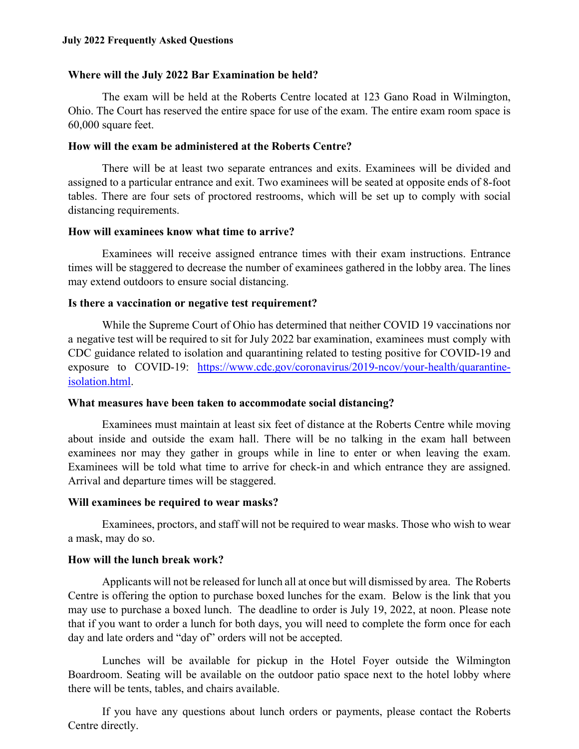**July 2022 Frequently Asked Questions**

**Where will the July 2022 Bar Examination be held?**

The exam will be held at the Roberts Centre located at 123 Gano Road in Wilmington, Ohio. The Court has reserved the entire space for use of the exam. The entire exam room space is 60,000 square feet.

**How will the exam be administered at the Roberts Centre?**

There will be at least two separate entrances and exits. Examinees will be divided and assigned to a particular entrance and exit. Two examinees will be seated at opposite ends of 8-foot tables. There are four sets of proctored restrooms, which will be set up to comply with social distancing requirements.

**How will examinees know what time to arrive?**

Examinees will receive assigned entrance times with their exam instructions. Entrance times will be staggered to decrease the number of examinees gathered in the lobby area. The lines may extend outdoors to ensure social distancing.

**Is there a vaccination or negative test requirement?**

While the Supreme Court of Ohio has determined that neither COVID 19 vaccinations nor a negative test will be required to sit for July 2022 bar examination, examinees must comply with CDC guidance related to isolation and quarantining related to testing positive for COVID-19 and exposure to COVID-19: [https://www.cdc.gov/coronavirus/2019-ncov/your-health/quarantine-isolation.html](https://www.cdc.gov/coronavirus/2019-ncov/your-health/quarantine-isolation.html).

**What measures have been taken to accommodate social distancing?**

Examinees must maintain at least six feet of distance at the Roberts Centre while moving about inside and outside the exam hall. There will be no talking in the exam hall between examinees nor may they gather in groups while in line to enter or when leaving the exam. Examinees will be told what time to arrive for check-in and which entrance they are assigned. Arrival and departure times will be staggered.

**Will examinees be required to wear masks?**

Examinees, proctors, and staff will not be required to wear masks. Those who wish to wear a mask, may do so.

**How will the lunch break work?**

Applicants will not be released for lunch all at once but will dismissed by area. The Roberts Centre is offering the option to purchase boxed lunches for the exam. Below is the link that you may use to purchase a boxed lunch. The deadline to order is July 19, 2022, at noon. Please note that if you want to order a lunch for both days, you will need to complete the form once for each day and late orders and "day of" orders will not be accepted.

Lunches will be available for pickup in the Hotel Foyer outside the Wilmington Boardroom. Seating will be available on the outdoor patio space next to the hotel lobby where there will be tents, tables, and chairs available.

If you have any questions about lunch orders or payments, please contact the Roberts Centre directly.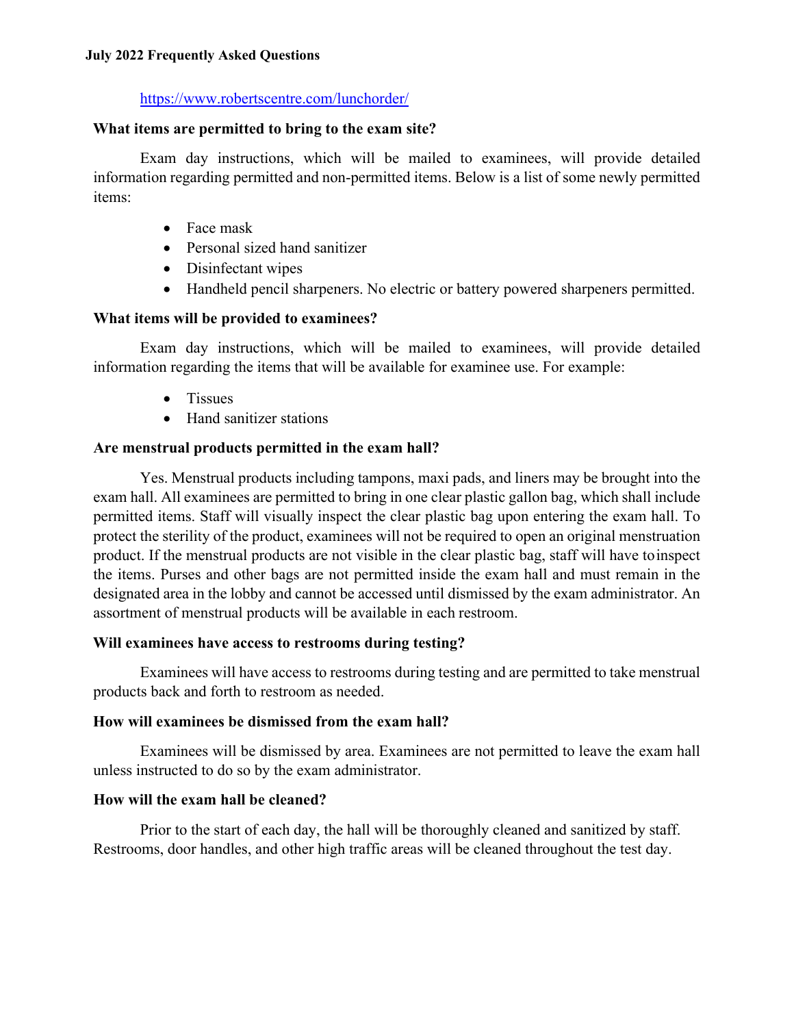https://www.robertscentre.com/lunchorder/

**What items are permitted to bring to the exam site?**

Exam day instructions, which will be mailed to examinees, will provide detailed information regarding permitted and non-permitted items. Below is a list of some newly permitted items:

- Face mask
- Personal sized hand sanitizer
- Disinfectant wipes
- Handheld pencil sharpeners. No electric or battery powered sharpeners permitted.

**What items will be provided to examinees?**

Exam day instructions, which will be mailed to examinees, will provide detailed information regarding the items that will be available for examinee use. For example:

- Tissues
- Hand sanitizer stations

**Are menstrual products permitted in the exam hall?**

Yes. Menstrual products including tampons, maxi pads, and liners may be brought into the exam hall. All examinees are permitted to bring in one clear plastic gallon bag, which shall include permitted items. Staff will visually inspect the clear plastic bag upon entering the exam hall. To protect the sterility of the product, examinees will not be required to open an original menstruation product. If the menstrual products are not visible in the clear plastic bag, staff will have to inspect the items. Purses and other bags are not permitted inside the exam hall and must remain in the designated area in the lobby and cannot be accessed until dismissed by the exam administrator. An assortment of menstrual products will be available in each restroom.

**Will examinees have access to restrooms during testing?**

Examinees will have access to restrooms during testing and are permitted to take menstrual products back and forth to restroom as needed.

**How will examinees be dismissed from the exam hall?**

Examinees will be dismissed by area. Examinees are not permitted to leave the exam hall unless instructed to do so by the exam administrator.

**How will the exam hall be cleaned?**

Prior to the start of each day, the hall will be thoroughly cleaned and sanitized by staff. Restrooms, door handles, and other high traffic areas will be cleaned throughout the test day.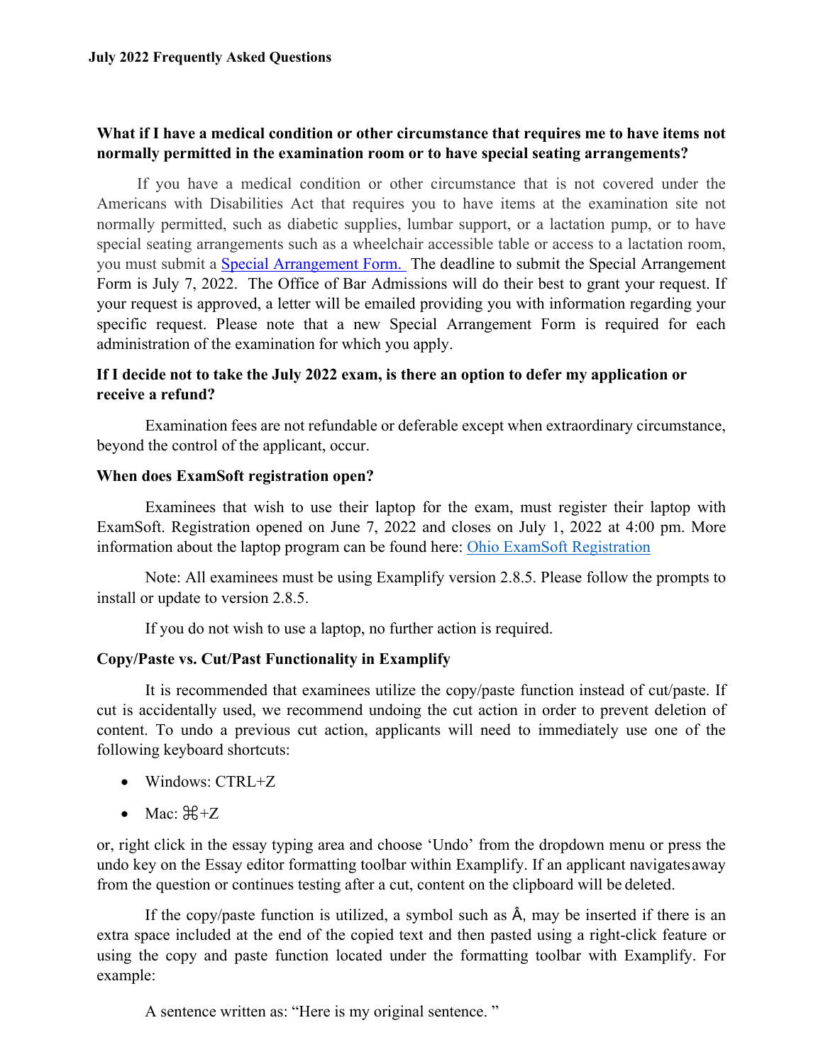**July 2022 Frequently Asked Questions**

**What if I have a medical condition or other circumstance that requires me to have items not normally permitted in the examination room or to have special seating arrangements?**

If you have a medical condition or other circumstance that is not covered under the Americans with Disabilities Act that requires you to have items at the examination site not normally permitted, such as diabetic supplies, lumbar support, or a lactation pump, or to have special seating arrangements such as a wheelchair accessible table or access to a lactation room, you must submit a [Special Arrangement Form.](#) The deadline to submit the Special Arrangement Form is July 7, 2022. The Office of Bar Admissions will do their best to grant your request. If your request is approved, a letter will be emailed providing you with information regarding your specific request. Please note that a new Special Arrangement Form is required for each administration of the examination for which you apply.

**If I decide not to take the July 2022 exam, is there an option to defer my application or receive a refund?**

Examination fees are not refundable or deferable except when extraordinary circumstance, beyond the control of the applicant, occur.

**When does ExamSoft registration open?**

Examinees that wish to use their laptop for the exam, must register their laptop with ExamSoft. Registration opened on June 7, 2022 and closes on July 1, 2022 at 4:00 pm. More information about the laptop program can be found here: [Ohio ExamSoft Registration](#)

Note: All examinees must be using Examplify version 2.8.5. Please follow the prompts to install or update to version 2.8.5.

If you do not wish to use a laptop, no further action is required.

**Copy/Paste vs. Cut/Past Functionality in Examplify**

It is recommended that examinees utilize the copy/paste function instead of cut/paste. If cut is accidentally used, we recommend undoing the cut action in order to prevent deletion of content. To undo a previous cut action, applicants will need to immediately use one of the following keyboard shortcuts:

- Windows: CTRL+Z
- Mac: ⌘+Z

or, right click in the essay typing area and choose 'Undo' from the dropdown menu or press the undo key on the Essay editor formatting toolbar within Examplify. If an applicant navigates away from the question or continues testing after a cut, content on the clipboard will be deleted.

If the copy/paste function is utilized, a symbol such as Â, may be inserted if there is an extra space included at the end of the copied text and then pasted using a right-click feature or using the copy and paste function located under the formatting toolbar with Examplify. For example:

A sentence written as: "Here is my original sentence. "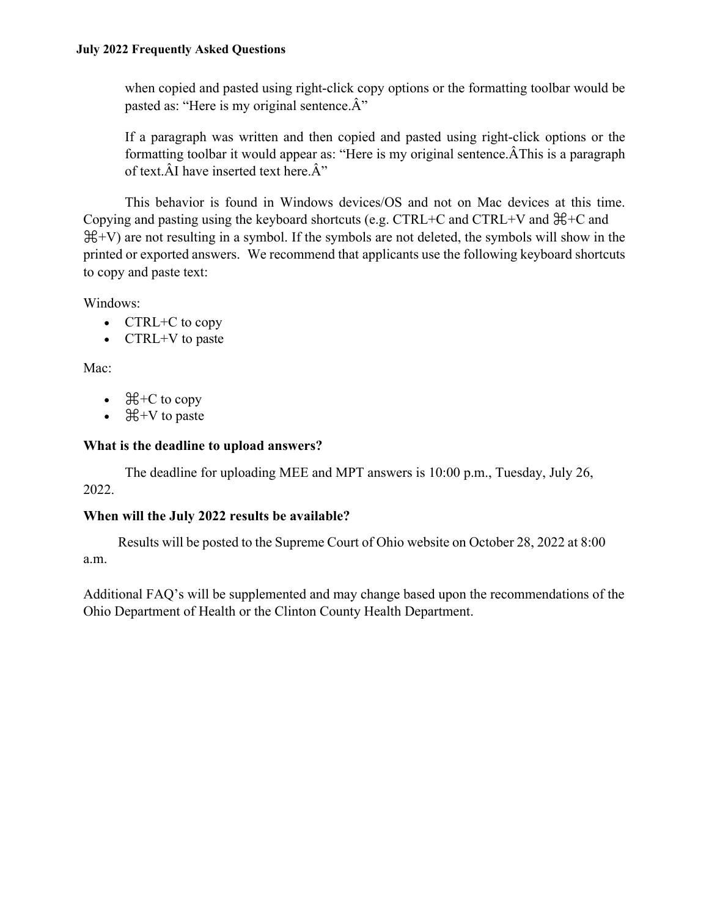when copied and pasted using right-click copy options or the formatting toolbar would be pasted as: "Here is my original sentence.Â"

If a paragraph was written and then copied and pasted using right-click options or the formatting toolbar it would appear as: "Here is my original sentence.ÂThis is a paragraph of text.ÂI have inserted text here.Â"

This behavior is found in Windows devices/OS and not on Mac devices at this time. Copying and pasting using the keyboard shortcuts (e.g. CTRL+C and CTRL+V and ⌘+C and ⌘+V) are not resulting in a symbol. If the symbols are not deleted, the symbols will show in the printed or exported answers. We recommend that applicants use the following keyboard shortcuts to copy and paste text:

Windows:

- CTRL+C to copy
- CTRL+V to paste

Mac:

- ⌘+C to copy
- ⌘+V to paste

**What is the deadline to upload answers?**

The deadline for uploading MEE and MPT answers is 10:00 p.m., Tuesday, July 26, 2022.

**When will the July 2022 results be available?**

Results will be posted to the Supreme Court of Ohio website on October 28, 2022 at 8:00 a.m.

Additional FAQ's will be supplemented and may change based upon the recommendations of the Ohio Department of Health or the Clinton County Health Department.